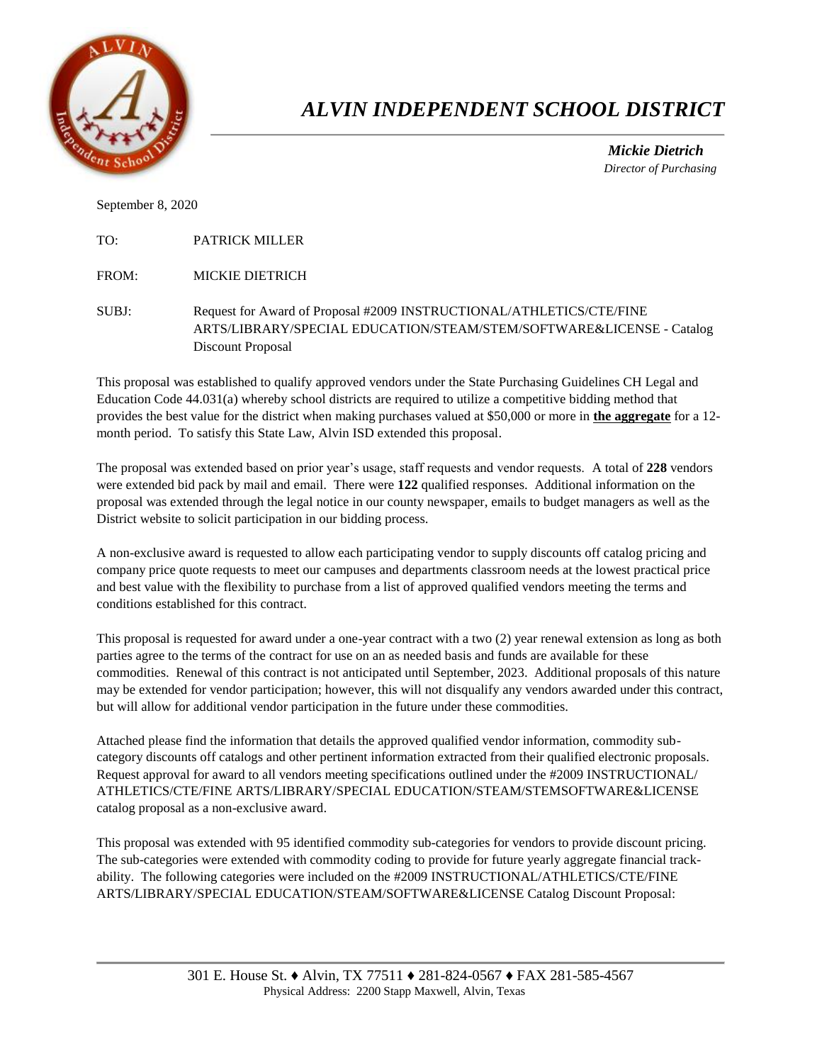# *ALVIN INDEPENDENT SCHOOL DISTRICT*

***Mickie Dietrich***
*Director of Purchasing*

September 8, 2020

TO: PATRICK MILLER

FROM: MICKIE DIETRICH

SUBJ: Request for Award of Proposal #2009 INSTRUCTIONAL/ATHLETICS/CTE/FINE ARTS/LIBRARY/SPECIAL EDUCATION/STEAM/STEM/SOFTWARE&LICENSE - Catalog Discount Proposal

This proposal was established to qualify approved vendors under the State Purchasing Guidelines CH Legal and Education Code 44.031(a) whereby school districts are required to utilize a competitive bidding method that provides the best value for the district when making purchases valued at $50,000 or more in **the aggregate** for a 12-month period. To satisfy this State Law, Alvin ISD extended this proposal.

The proposal was extended based on prior year's usage, staff requests and vendor requests. A total of **228** vendors were extended bid pack by mail and email. There were **122** qualified responses. Additional information on the proposal was extended through the legal notice in our county newspaper, emails to budget managers as well as the District website to solicit participation in our bidding process.

A non-exclusive award is requested to allow each participating vendor to supply discounts off catalog pricing and company price quote requests to meet our campuses and departments classroom needs at the lowest practical price and best value with the flexibility to purchase from a list of approved qualified vendors meeting the terms and conditions established for this contract.

This proposal is requested for award under a one-year contract with a two (2) year renewal extension as long as both parties agree to the terms of the contract for use on an as needed basis and funds are available for these commodities. Renewal of this contract is not anticipated until September, 2023. Additional proposals of this nature may be extended for vendor participation; however, this will not disqualify any vendors awarded under this contract, but will allow for additional vendor participation in the future under these commodities.

Attached please find the information that details the approved qualified vendor information, commodity sub-category discounts off catalogs and other pertinent information extracted from their qualified electronic proposals. Request approval for award to all vendors meeting specifications outlined under the #2009 INSTRUCTIONAL/ ATHLETICS/CTE/FINE ARTS/LIBRARY/SPECIAL EDUCATION/STEAM/STEMSOFTWARE&LICENSE catalog proposal as a non-exclusive award.

This proposal was extended with 95 identified commodity sub-categories for vendors to provide discount pricing. The sub-categories were extended with commodity coding to provide for future yearly aggregate financial track-ability. The following categories were included on the #2009 INSTRUCTIONAL/ATHLETICS/CTE/FINE ARTS/LIBRARY/SPECIAL EDUCATION/STEAM/SOFTWARE&LICENSE Catalog Discount Proposal: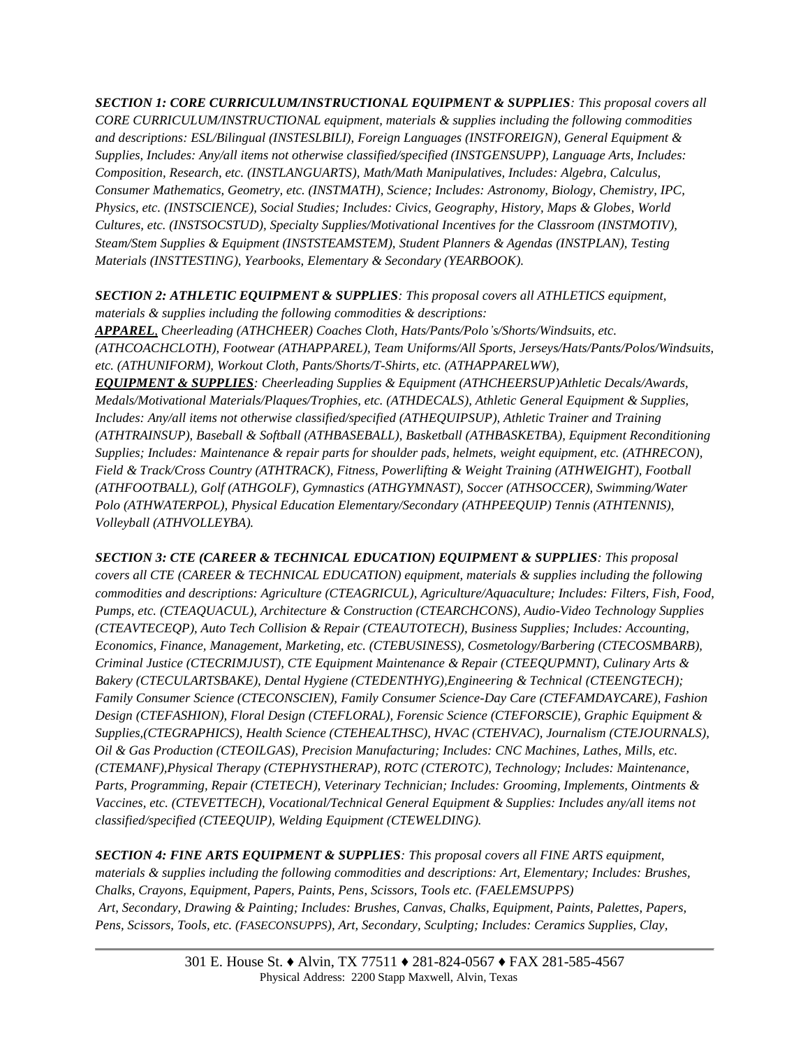***SECTION 1: CORE CURRICULUM/INSTRUCTIONAL EQUIPMENT & SUPPLIES****: This proposal covers all CORE CURRICULUM/INSTRUCTIONAL equipment, materials & supplies including the following commodities and descriptions: ESL/Bilingual (INSTESLBILI), Foreign Languages (INSTFOREIGN), General Equipment & Supplies, Includes: Any/all items not otherwise classified/specified (INSTGENSUPP), Language Arts, Includes: Composition, Research, etc. (INSTLANGUARTS), Math/Math Manipulatives, Includes: Algebra, Calculus, Consumer Mathematics, Geometry, etc. (INSTMATH), Science; Includes: Astronomy, Biology, Chemistry, IPC, Physics, etc. (INSTSCIENCE), Social Studies; Includes: Civics, Geography, History, Maps & Globes, World Cultures, etc. (INSTSOCSTUD), Specialty Supplies/Motivational Incentives for the Classroom (INSTMOTIV), Steam/Stem Supplies & Equipment (INSTSTEAMSTEM), Student Planners & Agendas (INSTPLAN), Testing Materials (INSTTESTING), Yearbooks, Elementary & Secondary (YEARBOOK).*

***SECTION 2: ATHLETIC EQUIPMENT & SUPPLIES****: This proposal covers all ATHLETICS equipment, materials & supplies including the following commodities & descriptions:*
***APPAREL****, Cheerleading (ATHCHEER) Coaches Cloth, Hats/Pants/Polo's/Shorts/Windsuits, etc. (ATHCOACHCLOTH), Footwear (ATHAPPAREL), Team Uniforms/All Sports, Jerseys/Hats/Pants/Polos/Windsuits, etc. (ATHUNIFORM), Workout Cloth, Pants/Shorts/T-Shirts, etc. (ATHAPPARELWW),*
***EQUIPMENT & SUPPLIES****: Cheerleading Supplies & Equipment (ATHCHEERSUP)Athletic Decals/Awards, Medals/Motivational Materials/Plaques/Trophies, etc. (ATHDECALS), Athletic General Equipment & Supplies, Includes: Any/all items not otherwise classified/specified (ATHEQUIPSUP), Athletic Trainer and Training (ATHTRAINSUP), Baseball & Softball (ATHBASEBALL), Basketball (ATHBASKETBA), Equipment Reconditioning Supplies; Includes: Maintenance & repair parts for shoulder pads, helmets, weight equipment, etc. (ATHRECON), Field & Track/Cross Country (ATHTRACK), Fitness, Powerlifting & Weight Training (ATHWEIGHT), Football (ATHFOOTBALL), Golf (ATHGOLF), Gymnastics (ATHGYMNAST), Soccer (ATHSOCCER), Swimming/Water Polo (ATHWATERPOL), Physical Education Elementary/Secondary (ATHPEEQUIP) Tennis (ATHTENNIS), Volleyball (ATHVOLLEYBA).*

***SECTION 3: CTE (CAREER & TECHNICAL EDUCATION) EQUIPMENT & SUPPLIES****: This proposal covers all CTE (CAREER & TECHNICAL EDUCATION) equipment, materials & supplies including the following commodities and descriptions: Agriculture (CTEAGRICUL), Agriculture/Aquaculture; Includes: Filters, Fish, Food, Pumps, etc. (CTEAQUACUL), Architecture & Construction (CTEARCHCONS), Audio-Video Technology Supplies (CTEAVTECEQP), Auto Tech Collision & Repair (CTEAUTOTECH), Business Supplies; Includes: Accounting, Economics, Finance, Management, Marketing, etc. (CTEBUSINESS), Cosmetology/Barbering (CTECOSMBARB), Criminal Justice (CTECRIMJUST), CTE Equipment Maintenance & Repair (CTEEQUPMNT), Culinary Arts & Bakery (CTECULARTSBAKE), Dental Hygiene (CTEDENTHYG),Engineering & Technical (CTEENGTECH); Family Consumer Science (CTECONSCIEN), Family Consumer Science-Day Care (CTEFAMDAYCARE), Fashion Design (CTEFASHION), Floral Design (CTEFLORAL), Forensic Science (CTEFORSCIE), Graphic Equipment & Supplies,(CTEGRAPHICS), Health Science (CTEHEALTHSC), HVAC (CTEHVAC), Journalism (CTEJOURNALS), Oil & Gas Production (CTEOILGAS), Precision Manufacturing; Includes: CNC Machines, Lathes, Mills, etc. (CTEMANF),Physical Therapy (CTEPHYSTHERAP), ROTC (CTEROTC), Technology; Includes: Maintenance, Parts, Programming, Repair (CTETECH), Veterinary Technician; Includes: Grooming, Implements, Ointments & Vaccines, etc. (CTEVETTECH), Vocational/Technical General Equipment & Supplies: Includes any/all items not classified/specified (CTEEQUIP), Welding Equipment (CTEWELDING).*

***SECTION 4: FINE ARTS EQUIPMENT & SUPPLIES****: This proposal covers all FINE ARTS equipment, materials & supplies including the following commodities and descriptions: Art, Elementary; Includes: Brushes, Chalks, Crayons, Equipment, Papers, Paints, Pens, Scissors, Tools etc. (FAELEMSUPPS) Art, Secondary, Drawing & Painting; Includes: Brushes, Canvas, Chalks, Equipment, Paints, Palettes, Papers, Pens, Scissors, Tools, etc. (FASECONSUPPS), Art, Secondary, Sculpting; Includes: Ceramics Supplies, Clay,*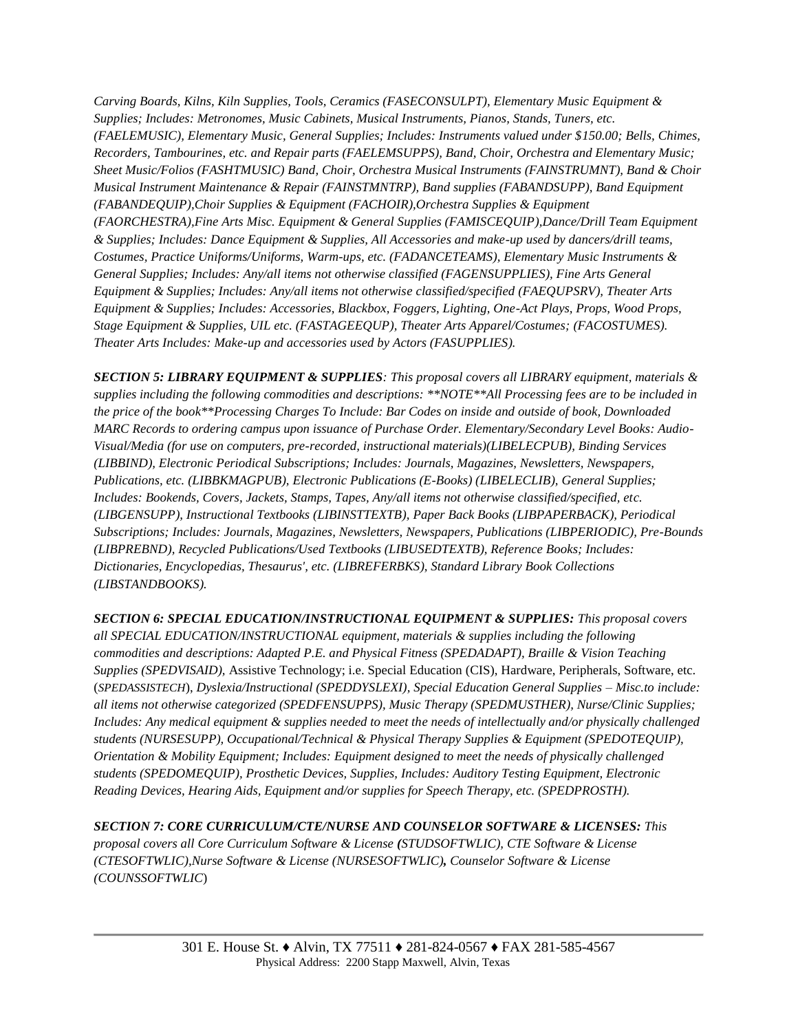*Carving Boards, Kilns, Kiln Supplies, Tools, Ceramics (FASECONSULPT), Elementary Music Equipment & Supplies; Includes: Metronomes, Music Cabinets, Musical Instruments, Pianos, Stands, Tuners, etc. (FAELEMUSIC), Elementary Music, General Supplies; Includes: Instruments valued under $150.00; Bells, Chimes, Recorders, Tambourines, etc. and Repair parts (FAELEMSUPPS), Band, Choir, Orchestra and Elementary Music; Sheet Music/Folios (FASHTMUSIC) Band, Choir, Orchestra Musical Instruments (FAINSTRUMNT), Band & Choir Musical Instrument Maintenance & Repair (FAINSTMNTRP), Band supplies (FABANDSUPP), Band Equipment (FABANDEQUIP),Choir Supplies & Equipment (FACHOIR),Orchestra Supplies & Equipment (FAORCHESTRA),Fine Arts Misc. Equipment & General Supplies (FAMISCEQUIP),Dance/Drill Team Equipment & Supplies; Includes: Dance Equipment & Supplies, All Accessories and make-up used by dancers/drill teams, Costumes, Practice Uniforms/Uniforms, Warm-ups, etc. (FADANCETEAMS), Elementary Music Instruments & General Supplies; Includes: Any/all items not otherwise classified (FAGENSUPPLIES), Fine Arts General Equipment & Supplies; Includes: Any/all items not otherwise classified/specified (FAEQUPSRV), Theater Arts Equipment & Supplies; Includes: Accessories, Blackbox, Foggers, Lighting, One-Act Plays, Props, Wood Props, Stage Equipment & Supplies, UIL etc. (FASTAGEEQUP), Theater Arts Apparel/Costumes; (FACOSTUMES). Theater Arts Includes: Make-up and accessories used by Actors (FASUPPLIES).*

***SECTION 5: LIBRARY EQUIPMENT & SUPPLIES****: This proposal covers all LIBRARY equipment, materials & supplies including the following commodities and descriptions: **NOTE**All Processing fees are to be included in the price of the book**Processing Charges To Include: Bar Codes on inside and outside of book, Downloaded MARC Records to ordering campus upon issuance of Purchase Order. Elementary/Secondary Level Books: Audio-Visual/Media (for use on computers, pre-recorded, instructional materials)(LIBELECPUB), Binding Services (LIBBIND), Electronic Periodical Subscriptions; Includes: Journals, Magazines, Newsletters, Newspapers, Publications, etc. (LIBBKMAGPUB), Electronic Publications (E-Books) (LIBELECLIB), General Supplies; Includes: Bookends, Covers, Jackets, Stamps, Tapes, Any/all items not otherwise classified/specified, etc. (LIBGENSUPP), Instructional Textbooks (LIBINSTTEXTB), Paper Back Books (LIBPAPERBACK), Periodical Subscriptions; Includes: Journals, Magazines, Newsletters, Newspapers, Publications (LIBPERIODIC), Pre-Bounds (LIBPREBND), Recycled Publications/Used Textbooks (LIBUSEDTEXTB), Reference Books; Includes: Dictionaries, Encyclopedias, Thesaurus', etc. (LIBREFERBKS), Standard Library Book Collections (LIBSTANDBOOKS).*

***SECTION 6: SPECIAL EDUCATION/INSTRUCTIONAL EQUIPMENT & SUPPLIES:*** *This proposal covers all SPECIAL EDUCATION/INSTRUCTIONAL equipment, materials & supplies including the following commodities and descriptions: Adapted P.E. and Physical Fitness (SPEDADAPT), Braille & Vision Teaching Supplies (SPEDVISAID),* Assistive Technology; i.e. Special Education (CIS), Hardware, Peripherals, Software, etc. (*SPEDASSISTECH*), *Dyslexia/Instructional (SPEDDYSLEXI), Special Education General Supplies – Misc.to include: all items not otherwise categorized (SPEDFENSUPPS), Music Therapy (SPEDMUSTHER), Nurse/Clinic Supplies; Includes: Any medical equipment & supplies needed to meet the needs of intellectually and/or physically challenged students (NURSESUPP), Occupational/Technical & Physical Therapy Supplies & Equipment (SPEDOTEQUIP), Orientation & Mobility Equipment; Includes: Equipment designed to meet the needs of physically challenged students (SPEDOMEQUIP), Prosthetic Devices, Supplies, Includes: Auditory Testing Equipment, Electronic Reading Devices, Hearing Aids, Equipment and/or supplies for Speech Therapy, etc. (SPEDPROSTH).*

***SECTION 7: CORE CURRICULUM/CTE/NURSE AND COUNSELOR SOFTWARE & LICENSES:*** *This proposal covers all Core Curriculum Software & License **(**STUDSOFTWLIC), CTE Software & License (CTESOFTWLIC),Nurse Software & License (NURSESOFTWLIC)**,** Counselor Software & License (COUNSSOFTWLIC*)